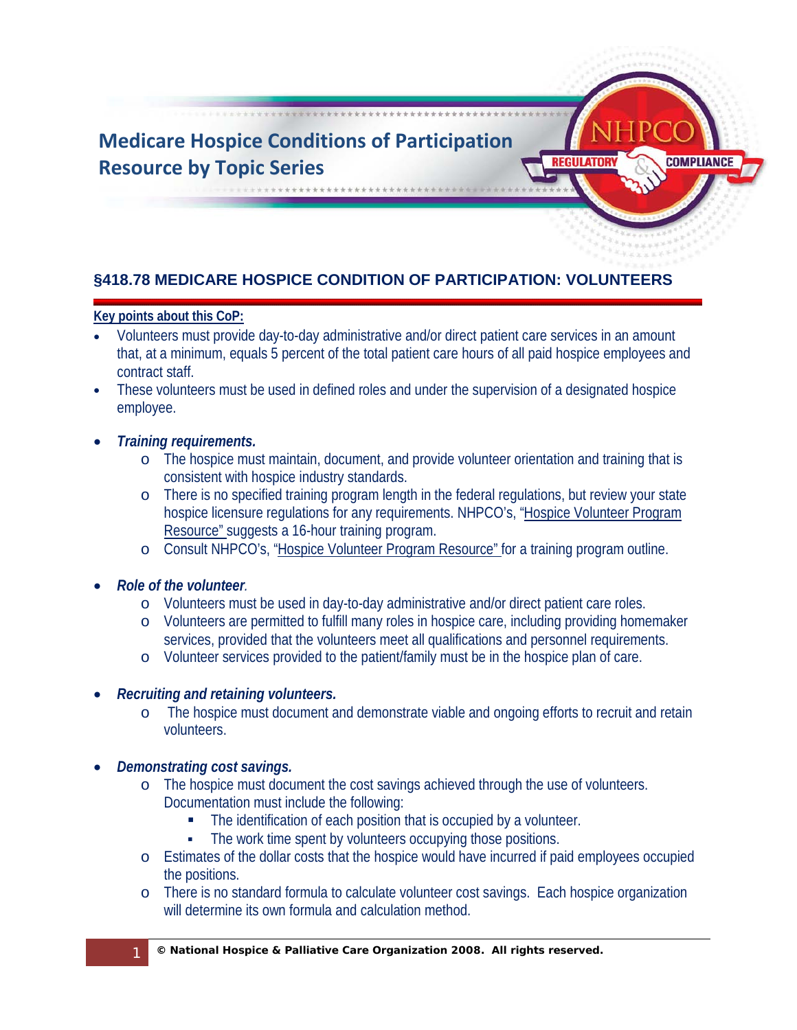# Medicare Hospice Conditions of Participation Resource by Topic Series

## §418.78 MEDICARE HOSPICE CONDITION OF PARTICIPATION: VOLUNTEERS

**Key points about this CoP:**

- Volunteers must provide day-to-day administrative and/or direct patient care services in an amount that, at a minimum, equals 5 percent of the total patient care hours of all paid hospice employees and contract staff.
- These volunteers must be used in defined roles and under the supervision of a designated hospice employee.

- ***Training requirements.***
  - The hospice must maintain, document, and provide volunteer orientation and training that is consistent with hospice industry standards.
  - There is no specified training program length in the federal regulations, but review your state hospice licensure regulations for any requirements. NHPCO's, "Hospice Volunteer Program Resource" suggests a 16-hour training program.
  - Consult NHPCO's, "Hospice Volunteer Program Resource" for a training program outline.

- ***Role of the volunteer.***
  - Volunteers must be used in day-to-day administrative and/or direct patient care roles.
  - Volunteers are permitted to fulfill many roles in hospice care, including providing homemaker services, provided that the volunteers meet all qualifications and personnel requirements.
  - Volunteer services provided to the patient/family must be in the hospice plan of care.

- ***Recruiting and retaining volunteers.***
  - The hospice must document and demonstrate viable and ongoing efforts to recruit and retain volunteers.

- ***Demonstrating cost savings.***
  - The hospice must document the cost savings achieved through the use of volunteers. Documentation must include the following:
    - The identification of each position that is occupied by a volunteer.
    - The work time spent by volunteers occupying those positions.
  - Estimates of the dollar costs that the hospice would have incurred if paid employees occupied the positions.
  - There is no standard formula to calculate volunteer cost savings. Each hospice organization will determine its own formula and calculation method.

© National Hospice & Palliative Care Organization 2008. All rights reserved.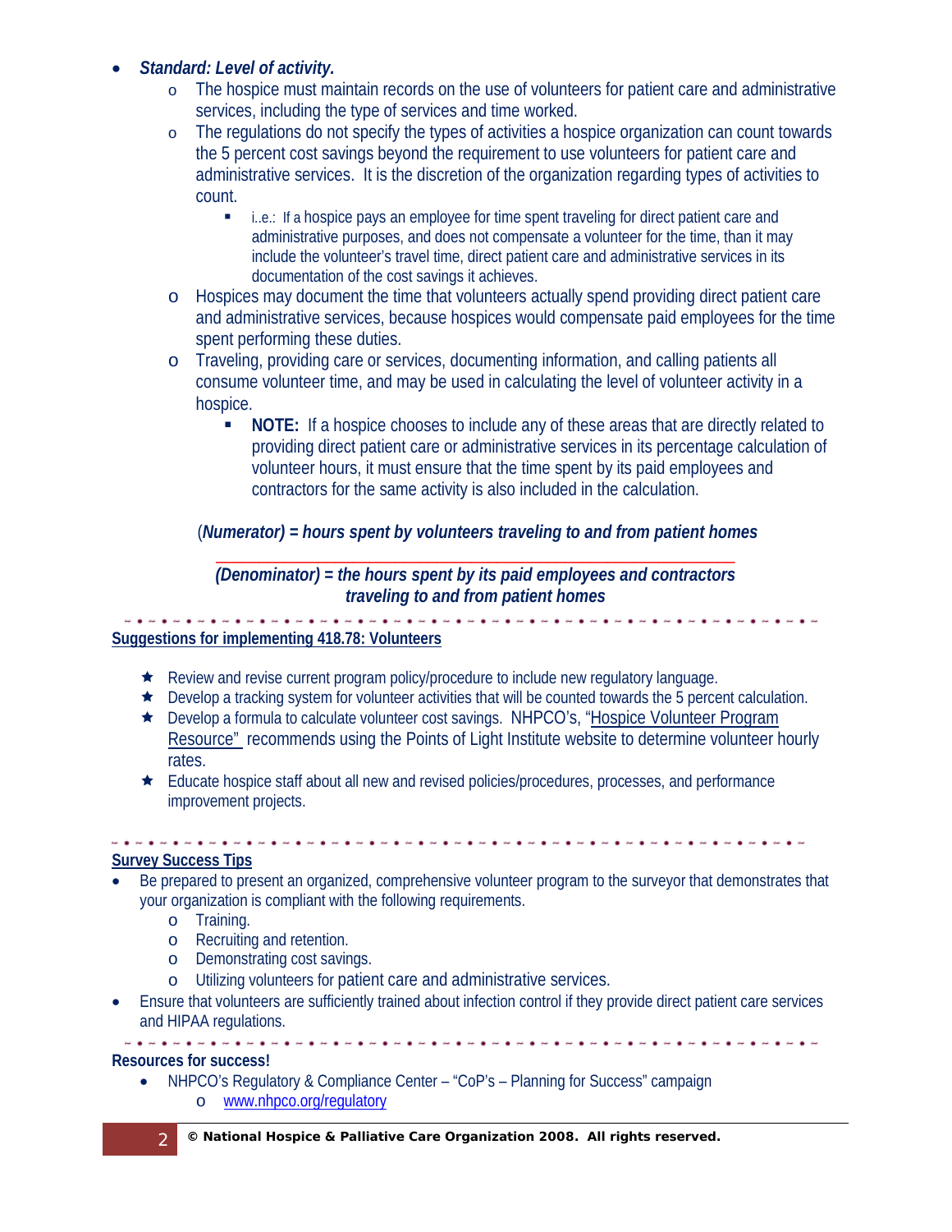- ***Standard: Level of activity.***
  - The hospice must maintain records on the use of volunteers for patient care and administrative services, including the type of services and time worked.
  - The regulations do not specify the types of activities a hospice organization can count towards the 5 percent cost savings beyond the requirement to use volunteers for patient care and administrative services. It is the discretion of the organization regarding types of activities to count.
    - i..e.: If a hospice pays an employee for time spent traveling for direct patient care and administrative purposes, and does not compensate a volunteer for the time, than it may include the volunteer's travel time, direct patient care and administrative services in its documentation of the cost savings it achieves.
  - Hospices may document the time that volunteers actually spend providing direct patient care and administrative services, because hospices would compensate paid employees for the time spent performing these duties.
  - Traveling, providing care or services, documenting information, and calling patients all consume volunteer time, and may be used in calculating the level of volunteer activity in a hospice.
    - **NOTE:** If a hospice chooses to include any of these areas that are directly related to providing direct patient care or administrative services in its percentage calculation of volunteer hours, it must ensure that the time spent by its paid employees and contractors for the same activity is also included in the calculation.

***(Numerator) = hours spent by volunteers traveling to and from patient homes***

***(Denominator) = the hours spent by its paid employees and contractors traveling to and from patient homes***

## Suggestions for implementing 418.78: Volunteers

- ★ Review and revise current program policy/procedure to include new regulatory language.
- ★ Develop a tracking system for volunteer activities that will be counted towards the 5 percent calculation.
- ★ Develop a formula to calculate volunteer cost savings. NHPCO's, "Hospice Volunteer Program Resource" recommends using the Points of Light Institute website to determine volunteer hourly rates.
- ★ Educate hospice staff about all new and revised policies/procedures, processes, and performance improvement projects.

## Survey Success Tips

- Be prepared to present an organized, comprehensive volunteer program to the surveyor that demonstrates that your organization is compliant with the following requirements.
  - Training.
  - Recruiting and retention.
  - Demonstrating cost savings.
  - Utilizing volunteers for patient care and administrative services.
- Ensure that volunteers are sufficiently trained about infection control if they provide direct patient care services and HIPAA regulations.

**Resources for success!**

- NHPCO's Regulatory & Compliance Center – "CoP's – Planning for Success" campaign
  - www.nhpco.org/regulatory

**© National Hospice & Palliative Care Organization 2008. All rights reserved.**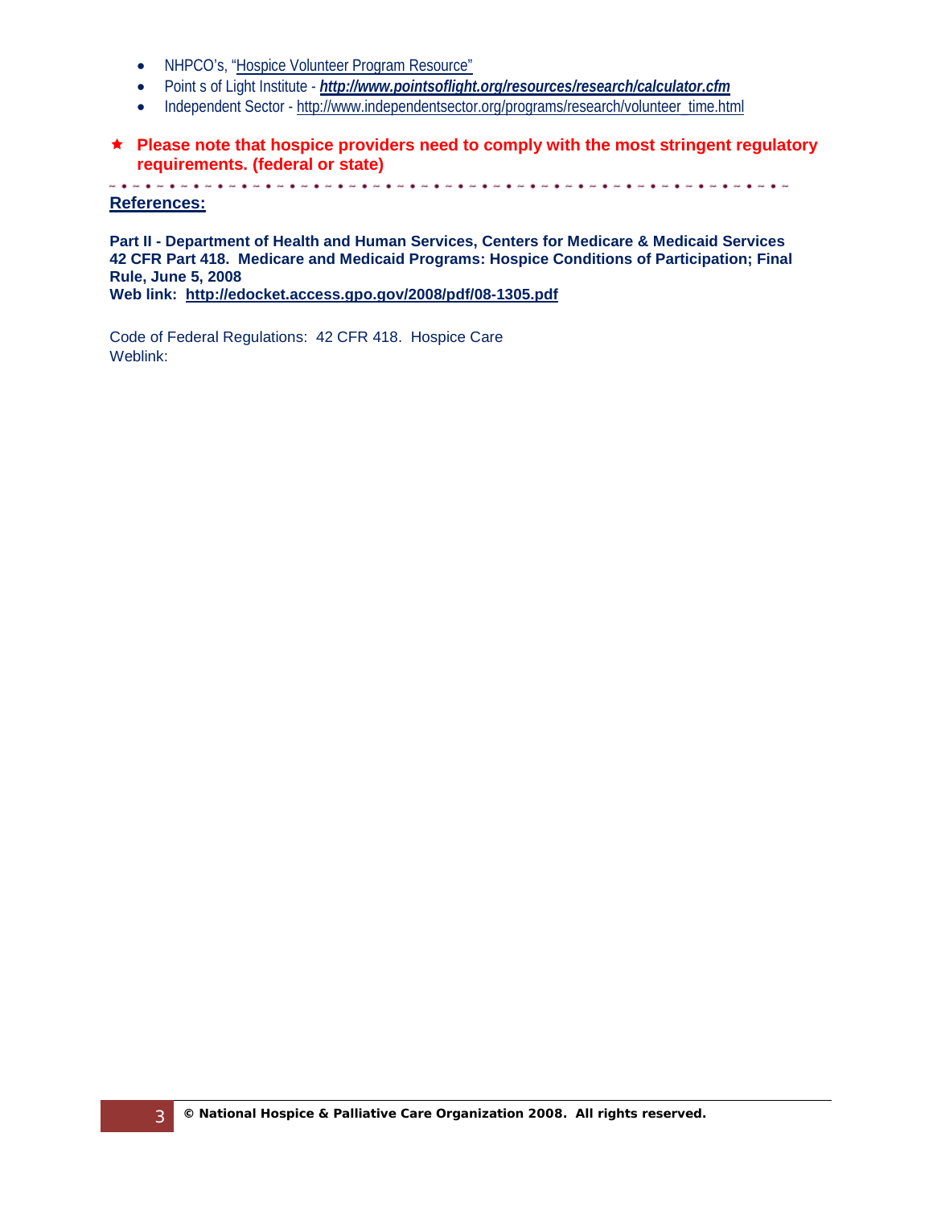- NHPCO's, "Hospice Volunteer Program Resource"
- Point s of Light Institute - ***http://www.pointsoflight.org/resources/research/calculator.cfm***
- Independent Sector - http://www.independentsector.org/programs/research/volunteer_time.html

★ **Please note that hospice providers need to comply with the most stringent regulatory requirements. (federal or state)**

---

**References:**

**Part II - Department of Health and Human Services, Centers for Medicare & Medicaid Services**
**42 CFR Part 418. Medicare and Medicaid Programs: Hospice Conditions of Participation; Final Rule, June 5, 2008**
**Web link: http://edocket.access.gpo.gov/2008/pdf/08-1305.pdf**

Code of Federal Regulations: 42 CFR 418. Hospice Care
Weblink: